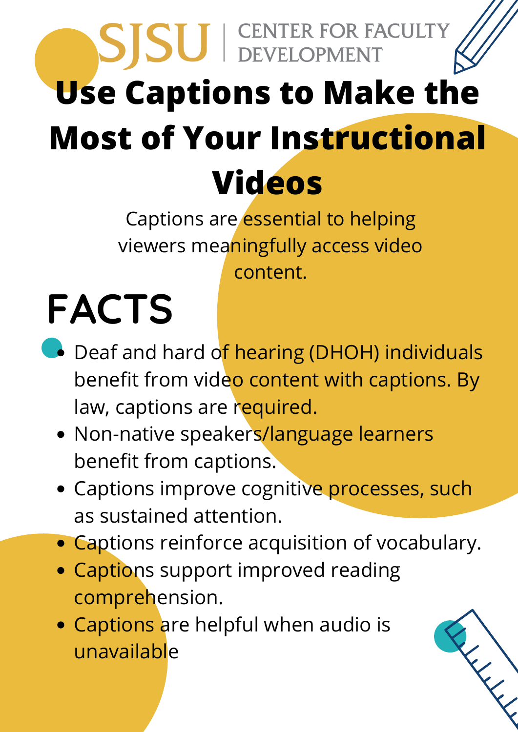SJSU | CENTER FOR FACULTY DEVELOPMENT

# Use Captions to Make the Most of Your Instructional Videos

Captions are essential to helping viewers meaningfully access video content.

## FACTS

- Deaf and hard of hearing (DHOH) individuals benefit from video content with captions. By law, captions are required.
- Non-native speakers/language learners benefit from captions.
- Captions improve cognitive processes, such as sustained attention.
- Captions reinforce acquisition of vocabulary.
- Captions support improved reading comprehension.
- Captions are helpful when audio is unavailable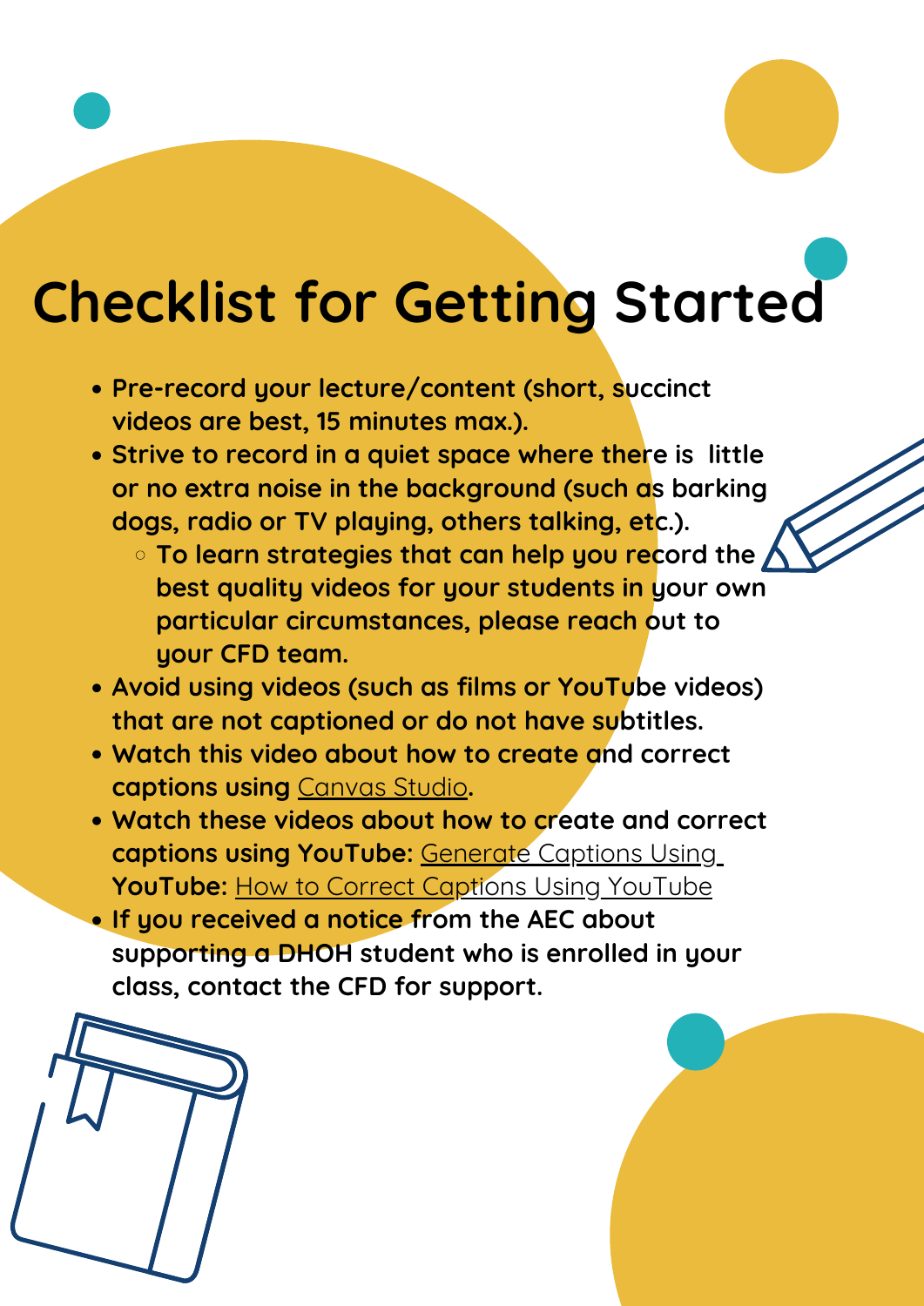# Checklist for Getting Started

- **Pre-record your lecture/content (short, succinct videos are best, 15 minutes max.).**
- **Strive to record in a quiet space where there is little or no extra noise in the background (such as barking dogs, radio or TV playing, others talking, etc.).**
  - **To learn strategies that can help you record the best quality videos for your students in your own particular circumstances, please reach out to your CFD team.**
- **Avoid using videos (such as films or YouTube videos) that are not captioned or do not have subtitles.**
- **Watch this video about how to create and correct captions using** Canvas Studio**.**
- **Watch these videos about how to create and correct captions using YouTube:** Generate Captions Using **YouTube:** How to Correct Captions Using YouTube
- **If you received a notice from the AEC about supporting a DHOH student who is enrolled in your class, contact the CFD for support.**